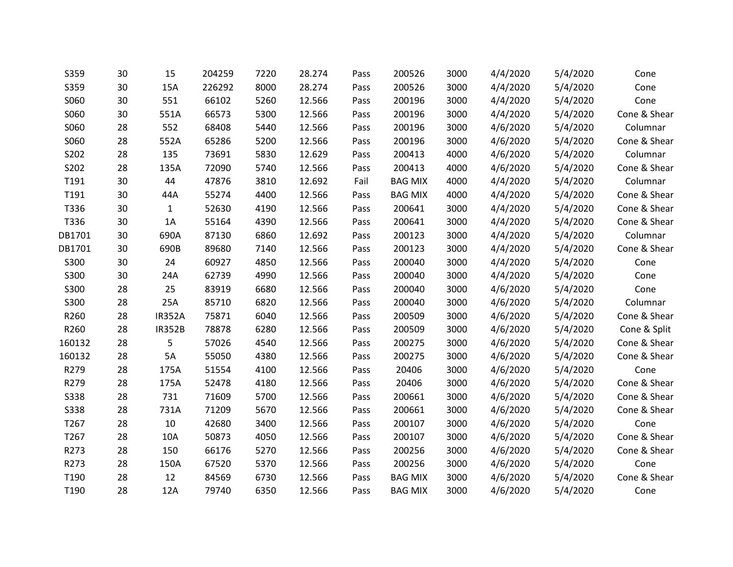|  |  |  |  |  |  |  |  |  |  |  |  |
|---|---|---|---|---|---|---|---|---|---|---|---|
| S359 | 30 | 15 | 204259 | 7220 | 28.274 | Pass | 200526 | 3000 | 4/4/2020 | 5/4/2020 | Cone |
| S359 | 30 | 15A | 226292 | 8000 | 28.274 | Pass | 200526 | 3000 | 4/4/2020 | 5/4/2020 | Cone |
| S060 | 30 | 551 | 66102 | 5260 | 12.566 | Pass | 200196 | 3000 | 4/4/2020 | 5/4/2020 | Cone |
| S060 | 30 | 551A | 66573 | 5300 | 12.566 | Pass | 200196 | 3000 | 4/4/2020 | 5/4/2020 | Cone & Shear |
| S060 | 28 | 552 | 68408 | 5440 | 12.566 | Pass | 200196 | 3000 | 4/6/2020 | 5/4/2020 | Columnar |
| S060 | 28 | 552A | 65286 | 5200 | 12.566 | Pass | 200196 | 3000 | 4/6/2020 | 5/4/2020 | Cone & Shear |
| S202 | 28 | 135 | 73691 | 5830 | 12.629 | Pass | 200413 | 4000 | 4/6/2020 | 5/4/2020 | Columnar |
| S202 | 28 | 135A | 72090 | 5740 | 12.566 | Pass | 200413 | 4000 | 4/6/2020 | 5/4/2020 | Cone & Shear |
| T191 | 30 | 44 | 47876 | 3810 | 12.692 | Fail | BAG MIX | 4000 | 4/4/2020 | 5/4/2020 | Columnar |
| T191 | 30 | 44A | 55274 | 4400 | 12.566 | Pass | BAG MIX | 4000 | 4/4/2020 | 5/4/2020 | Cone & Shear |
| T336 | 30 | 1 | 52630 | 4190 | 12.566 | Pass | 200641 | 3000 | 4/4/2020 | 5/4/2020 | Cone & Shear |
| T336 | 30 | 1A | 55164 | 4390 | 12.566 | Pass | 200641 | 3000 | 4/4/2020 | 5/4/2020 | Cone & Shear |
| DB1701 | 30 | 690A | 87130 | 6860 | 12.692 | Pass | 200123 | 3000 | 4/4/2020 | 5/4/2020 | Columnar |
| DB1701 | 30 | 690B | 89680 | 7140 | 12.566 | Pass | 200123 | 3000 | 4/4/2020 | 5/4/2020 | Cone & Shear |
| S300 | 30 | 24 | 60927 | 4850 | 12.566 | Pass | 200040 | 3000 | 4/4/2020 | 5/4/2020 | Cone |
| S300 | 30 | 24A | 62739 | 4990 | 12.566 | Pass | 200040 | 3000 | 4/4/2020 | 5/4/2020 | Cone |
| S300 | 28 | 25 | 83919 | 6680 | 12.566 | Pass | 200040 | 3000 | 4/6/2020 | 5/4/2020 | Cone |
| S300 | 28 | 25A | 85710 | 6820 | 12.566 | Pass | 200040 | 3000 | 4/6/2020 | 5/4/2020 | Columnar |
| R260 | 28 | IR352A | 75871 | 6040 | 12.566 | Pass | 200509 | 3000 | 4/6/2020 | 5/4/2020 | Cone & Shear |
| R260 | 28 | IR352B | 78878 | 6280 | 12.566 | Pass | 200509 | 3000 | 4/6/2020 | 5/4/2020 | Cone & Split |
| 160132 | 28 | 5 | 57026 | 4540 | 12.566 | Pass | 200275 | 3000 | 4/6/2020 | 5/4/2020 | Cone & Shear |
| 160132 | 28 | 5A | 55050 | 4380 | 12.566 | Pass | 200275 | 3000 | 4/6/2020 | 5/4/2020 | Cone & Shear |
| R279 | 28 | 175A | 51554 | 4100 | 12.566 | Pass | 20406 | 3000 | 4/6/2020 | 5/4/2020 | Cone |
| R279 | 28 | 175A | 52478 | 4180 | 12.566 | Pass | 20406 | 3000 | 4/6/2020 | 5/4/2020 | Cone & Shear |
| S338 | 28 | 731 | 71609 | 5700 | 12.566 | Pass | 200661 | 3000 | 4/6/2020 | 5/4/2020 | Cone & Shear |
| S338 | 28 | 731A | 71209 | 5670 | 12.566 | Pass | 200661 | 3000 | 4/6/2020 | 5/4/2020 | Cone & Shear |
| T267 | 28 | 10 | 42680 | 3400 | 12.566 | Pass | 200107 | 3000 | 4/6/2020 | 5/4/2020 | Cone |
| T267 | 28 | 10A | 50873 | 4050 | 12.566 | Pass | 200107 | 3000 | 4/6/2020 | 5/4/2020 | Cone & Shear |
| R273 | 28 | 150 | 66176 | 5270 | 12.566 | Pass | 200256 | 3000 | 4/6/2020 | 5/4/2020 | Cone & Shear |
| R273 | 28 | 150A | 67520 | 5370 | 12.566 | Pass | 200256 | 3000 | 4/6/2020 | 5/4/2020 | Cone |
| T190 | 28 | 12 | 84569 | 6730 | 12.566 | Pass | BAG MIX | 3000 | 4/6/2020 | 5/4/2020 | Cone & Shear |
| T190 | 28 | 12A | 79740 | 6350 | 12.566 | Pass | BAG MIX | 3000 | 4/6/2020 | 5/4/2020 | Cone |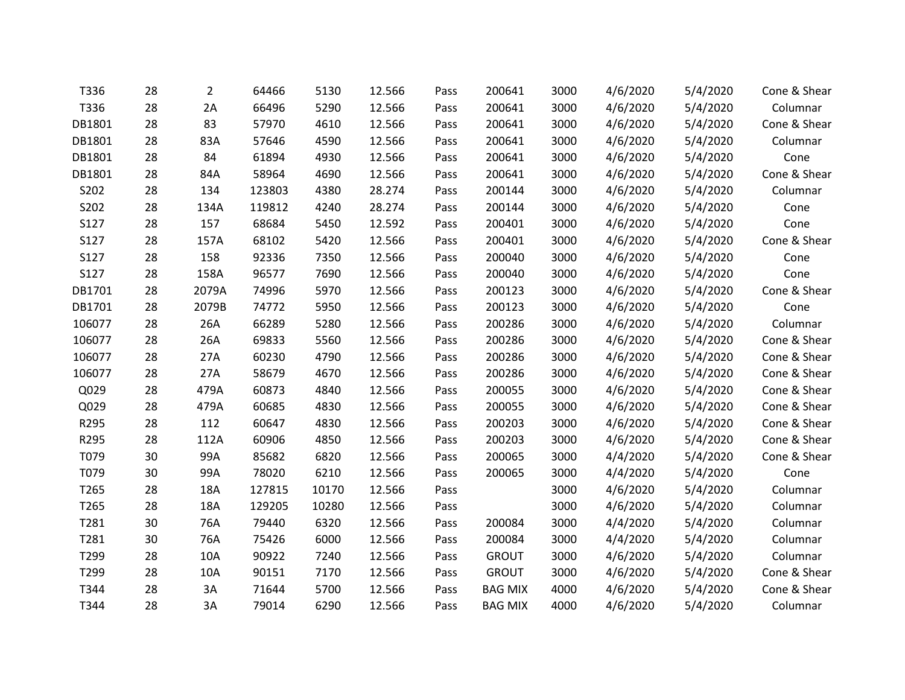| | | | | | | | | | | | |
|---|---|---|---|---|---|---|---|---|---|---|---|
| T336 | 28 | 2 | 64466 | 5130 | 12.566 | Pass | 200641 | 3000 | 4/6/2020 | 5/4/2020 | Cone & Shear |
| T336 | 28 | 2A | 66496 | 5290 | 12.566 | Pass | 200641 | 3000 | 4/6/2020 | 5/4/2020 | Columnar |
| DB1801 | 28 | 83 | 57970 | 4610 | 12.566 | Pass | 200641 | 3000 | 4/6/2020 | 5/4/2020 | Cone & Shear |
| DB1801 | 28 | 83A | 57646 | 4590 | 12.566 | Pass | 200641 | 3000 | 4/6/2020 | 5/4/2020 | Columnar |
| DB1801 | 28 | 84 | 61894 | 4930 | 12.566 | Pass | 200641 | 3000 | 4/6/2020 | 5/4/2020 | Cone |
| DB1801 | 28 | 84A | 58964 | 4690 | 12.566 | Pass | 200641 | 3000 | 4/6/2020 | 5/4/2020 | Cone & Shear |
| S202 | 28 | 134 | 123803 | 4380 | 28.274 | Pass | 200144 | 3000 | 4/6/2020 | 5/4/2020 | Columnar |
| S202 | 28 | 134A | 119812 | 4240 | 28.274 | Pass | 200144 | 3000 | 4/6/2020 | 5/4/2020 | Cone |
| S127 | 28 | 157 | 68684 | 5450 | 12.592 | Pass | 200401 | 3000 | 4/6/2020 | 5/4/2020 | Cone |
| S127 | 28 | 157A | 68102 | 5420 | 12.566 | Pass | 200401 | 3000 | 4/6/2020 | 5/4/2020 | Cone & Shear |
| S127 | 28 | 158 | 92336 | 7350 | 12.566 | Pass | 200040 | 3000 | 4/6/2020 | 5/4/2020 | Cone |
| S127 | 28 | 158A | 96577 | 7690 | 12.566 | Pass | 200040 | 3000 | 4/6/2020 | 5/4/2020 | Cone |
| DB1701 | 28 | 2079A | 74996 | 5970 | 12.566 | Pass | 200123 | 3000 | 4/6/2020 | 5/4/2020 | Cone & Shear |
| DB1701 | 28 | 2079B | 74772 | 5950 | 12.566 | Pass | 200123 | 3000 | 4/6/2020 | 5/4/2020 | Cone |
| 106077 | 28 | 26A | 66289 | 5280 | 12.566 | Pass | 200286 | 3000 | 4/6/2020 | 5/4/2020 | Columnar |
| 106077 | 28 | 26A | 69833 | 5560 | 12.566 | Pass | 200286 | 3000 | 4/6/2020 | 5/4/2020 | Cone & Shear |
| 106077 | 28 | 27A | 60230 | 4790 | 12.566 | Pass | 200286 | 3000 | 4/6/2020 | 5/4/2020 | Cone & Shear |
| 106077 | 28 | 27A | 58679 | 4670 | 12.566 | Pass | 200286 | 3000 | 4/6/2020 | 5/4/2020 | Cone & Shear |
| Q029 | 28 | 479A | 60873 | 4840 | 12.566 | Pass | 200055 | 3000 | 4/6/2020 | 5/4/2020 | Cone & Shear |
| Q029 | 28 | 479A | 60685 | 4830 | 12.566 | Pass | 200055 | 3000 | 4/6/2020 | 5/4/2020 | Cone & Shear |
| R295 | 28 | 112 | 60647 | 4830 | 12.566 | Pass | 200203 | 3000 | 4/6/2020 | 5/4/2020 | Cone & Shear |
| R295 | 28 | 112A | 60906 | 4850 | 12.566 | Pass | 200203 | 3000 | 4/6/2020 | 5/4/2020 | Cone & Shear |
| T079 | 30 | 99A | 85682 | 6820 | 12.566 | Pass | 200065 | 3000 | 4/4/2020 | 5/4/2020 | Cone & Shear |
| T079 | 30 | 99A | 78020 | 6210 | 12.566 | Pass | 200065 | 3000 | 4/4/2020 | 5/4/2020 | Cone |
| T265 | 28 | 18A | 127815 | 10170 | 12.566 | Pass | | 3000 | 4/6/2020 | 5/4/2020 | Columnar |
| T265 | 28 | 18A | 129205 | 10280 | 12.566 | Pass | | 3000 | 4/6/2020 | 5/4/2020 | Columnar |
| T281 | 30 | 76A | 79440 | 6320 | 12.566 | Pass | 200084 | 3000 | 4/4/2020 | 5/4/2020 | Columnar |
| T281 | 30 | 76A | 75426 | 6000 | 12.566 | Pass | 200084 | 3000 | 4/4/2020 | 5/4/2020 | Columnar |
| T299 | 28 | 10A | 90922 | 7240 | 12.566 | Pass | GROUT | 3000 | 4/6/2020 | 5/4/2020 | Columnar |
| T299 | 28 | 10A | 90151 | 7170 | 12.566 | Pass | GROUT | 3000 | 4/6/2020 | 5/4/2020 | Cone & Shear |
| T344 | 28 | 3A | 71644 | 5700 | 12.566 | Pass | BAG MIX | 4000 | 4/6/2020 | 5/4/2020 | Cone & Shear |
| T344 | 28 | 3A | 79014 | 6290 | 12.566 | Pass | BAG MIX | 4000 | 4/6/2020 | 5/4/2020 | Columnar |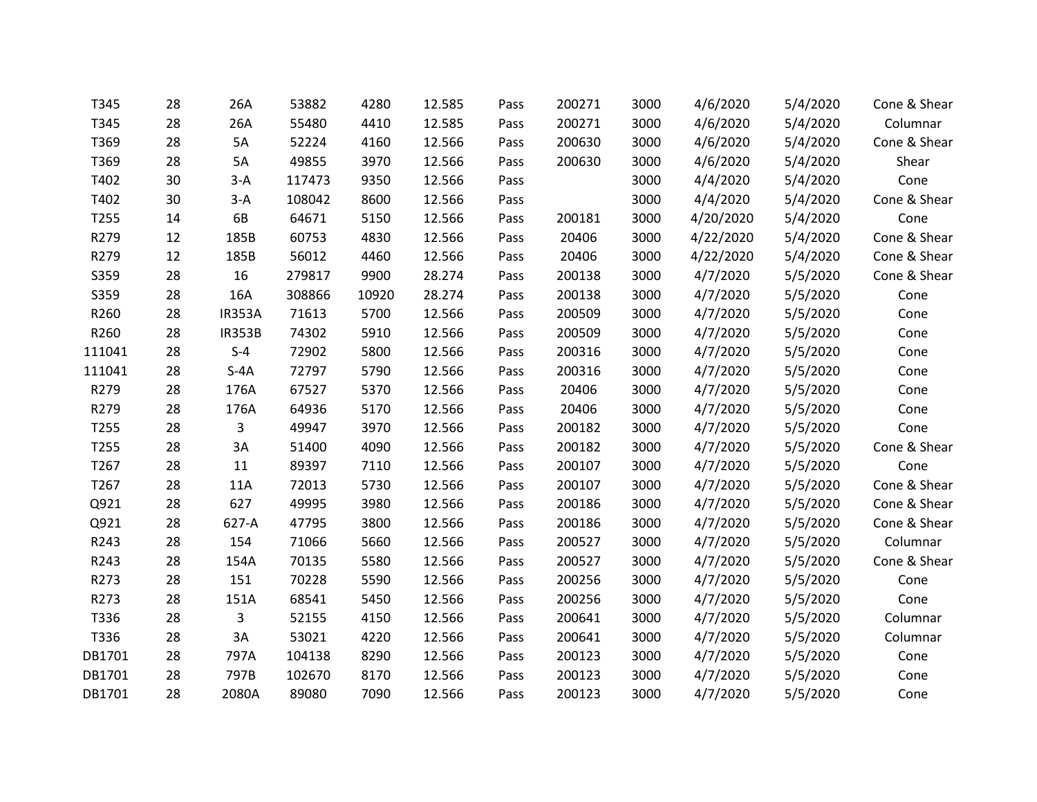| | | | | | | | | | | | |
|---|---|---|---|---|---|---|---|---|---|---|---|
| T345 | 28 | 26A | 53882 | 4280 | 12.585 | Pass | 200271 | 3000 | 4/6/2020 | 5/4/2020 | Cone & Shear |
| T345 | 28 | 26A | 55480 | 4410 | 12.585 | Pass | 200271 | 3000 | 4/6/2020 | 5/4/2020 | Columnar |
| T369 | 28 | 5A | 52224 | 4160 | 12.566 | Pass | 200630 | 3000 | 4/6/2020 | 5/4/2020 | Cone & Shear |
| T369 | 28 | 5A | 49855 | 3970 | 12.566 | Pass | 200630 | 3000 | 4/6/2020 | 5/4/2020 | Shear |
| T402 | 30 | 3-A | 117473 | 9350 | 12.566 | Pass | | 3000 | 4/4/2020 | 5/4/2020 | Cone |
| T402 | 30 | 3-A | 108042 | 8600 | 12.566 | Pass | | 3000 | 4/4/2020 | 5/4/2020 | Cone & Shear |
| T255 | 14 | 6B | 64671 | 5150 | 12.566 | Pass | 200181 | 3000 | 4/20/2020 | 5/4/2020 | Cone |
| R279 | 12 | 185B | 60753 | 4830 | 12.566 | Pass | 20406 | 3000 | 4/22/2020 | 5/4/2020 | Cone & Shear |
| R279 | 12 | 185B | 56012 | 4460 | 12.566 | Pass | 20406 | 3000 | 4/22/2020 | 5/4/2020 | Cone & Shear |
| S359 | 28 | 16 | 279817 | 9900 | 28.274 | Pass | 200138 | 3000 | 4/7/2020 | 5/5/2020 | Cone & Shear |
| S359 | 28 | 16A | 308866 | 10920 | 28.274 | Pass | 200138 | 3000 | 4/7/2020 | 5/5/2020 | Cone |
| R260 | 28 | IR353A | 71613 | 5700 | 12.566 | Pass | 200509 | 3000 | 4/7/2020 | 5/5/2020 | Cone |
| R260 | 28 | IR353B | 74302 | 5910 | 12.566 | Pass | 200509 | 3000 | 4/7/2020 | 5/5/2020 | Cone |
| 111041 | 28 | S-4 | 72902 | 5800 | 12.566 | Pass | 200316 | 3000 | 4/7/2020 | 5/5/2020 | Cone |
| 111041 | 28 | S-4A | 72797 | 5790 | 12.566 | Pass | 200316 | 3000 | 4/7/2020 | 5/5/2020 | Cone |
| R279 | 28 | 176A | 67527 | 5370 | 12.566 | Pass | 20406 | 3000 | 4/7/2020 | 5/5/2020 | Cone |
| R279 | 28 | 176A | 64936 | 5170 | 12.566 | Pass | 20406 | 3000 | 4/7/2020 | 5/5/2020 | Cone |
| T255 | 28 | 3 | 49947 | 3970 | 12.566 | Pass | 200182 | 3000 | 4/7/2020 | 5/5/2020 | Cone |
| T255 | 28 | 3A | 51400 | 4090 | 12.566 | Pass | 200182 | 3000 | 4/7/2020 | 5/5/2020 | Cone & Shear |
| T267 | 28 | 11 | 89397 | 7110 | 12.566 | Pass | 200107 | 3000 | 4/7/2020 | 5/5/2020 | Cone |
| T267 | 28 | 11A | 72013 | 5730 | 12.566 | Pass | 200107 | 3000 | 4/7/2020 | 5/5/2020 | Cone & Shear |
| Q921 | 28 | 627 | 49995 | 3980 | 12.566 | Pass | 200186 | 3000 | 4/7/2020 | 5/5/2020 | Cone & Shear |
| Q921 | 28 | 627-A | 47795 | 3800 | 12.566 | Pass | 200186 | 3000 | 4/7/2020 | 5/5/2020 | Cone & Shear |
| R243 | 28 | 154 | 71066 | 5660 | 12.566 | Pass | 200527 | 3000 | 4/7/2020 | 5/5/2020 | Columnar |
| R243 | 28 | 154A | 70135 | 5580 | 12.566 | Pass | 200527 | 3000 | 4/7/2020 | 5/5/2020 | Cone & Shear |
| R273 | 28 | 151 | 70228 | 5590 | 12.566 | Pass | 200256 | 3000 | 4/7/2020 | 5/5/2020 | Cone |
| R273 | 28 | 151A | 68541 | 5450 | 12.566 | Pass | 200256 | 3000 | 4/7/2020 | 5/5/2020 | Cone |
| T336 | 28 | 3 | 52155 | 4150 | 12.566 | Pass | 200641 | 3000 | 4/7/2020 | 5/5/2020 | Columnar |
| T336 | 28 | 3A | 53021 | 4220 | 12.566 | Pass | 200641 | 3000 | 4/7/2020 | 5/5/2020 | Columnar |
| DB1701 | 28 | 797A | 104138 | 8290 | 12.566 | Pass | 200123 | 3000 | 4/7/2020 | 5/5/2020 | Cone |
| DB1701 | 28 | 797B | 102670 | 8170 | 12.566 | Pass | 200123 | 3000 | 4/7/2020 | 5/5/2020 | Cone |
| DB1701 | 28 | 2080A | 89080 | 7090 | 12.566 | Pass | 200123 | 3000 | 4/7/2020 | 5/5/2020 | Cone |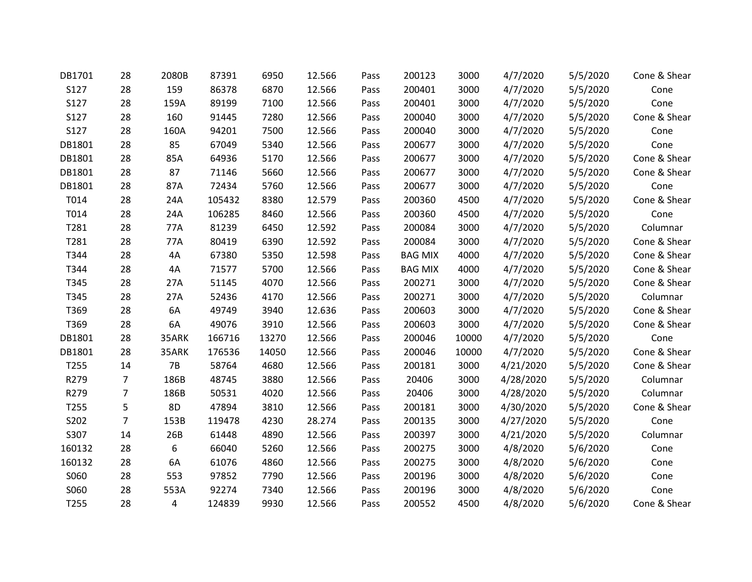| | | | | | | | | | | | |
|---|---|---|---|---|---|---|---|---|---|---|---|
| DB1701 | 28 | 2080B | 87391 | 6950 | 12.566 | Pass | 200123 | 3000 | 4/7/2020 | 5/5/2020 | Cone & Shear |
| S127 | 28 | 159 | 86378 | 6870 | 12.566 | Pass | 200401 | 3000 | 4/7/2020 | 5/5/2020 | Cone |
| S127 | 28 | 159A | 89199 | 7100 | 12.566 | Pass | 200401 | 3000 | 4/7/2020 | 5/5/2020 | Cone |
| S127 | 28 | 160 | 91445 | 7280 | 12.566 | Pass | 200040 | 3000 | 4/7/2020 | 5/5/2020 | Cone & Shear |
| S127 | 28 | 160A | 94201 | 7500 | 12.566 | Pass | 200040 | 3000 | 4/7/2020 | 5/5/2020 | Cone |
| DB1801 | 28 | 85 | 67049 | 5340 | 12.566 | Pass | 200677 | 3000 | 4/7/2020 | 5/5/2020 | Cone |
| DB1801 | 28 | 85A | 64936 | 5170 | 12.566 | Pass | 200677 | 3000 | 4/7/2020 | 5/5/2020 | Cone & Shear |
| DB1801 | 28 | 87 | 71146 | 5660 | 12.566 | Pass | 200677 | 3000 | 4/7/2020 | 5/5/2020 | Cone & Shear |
| DB1801 | 28 | 87A | 72434 | 5760 | 12.566 | Pass | 200677 | 3000 | 4/7/2020 | 5/5/2020 | Cone |
| T014 | 28 | 24A | 105432 | 8380 | 12.579 | Pass | 200360 | 4500 | 4/7/2020 | 5/5/2020 | Cone & Shear |
| T014 | 28 | 24A | 106285 | 8460 | 12.566 | Pass | 200360 | 4500 | 4/7/2020 | 5/5/2020 | Cone |
| T281 | 28 | 77A | 81239 | 6450 | 12.592 | Pass | 200084 | 3000 | 4/7/2020 | 5/5/2020 | Columnar |
| T281 | 28 | 77A | 80419 | 6390 | 12.592 | Pass | 200084 | 3000 | 4/7/2020 | 5/5/2020 | Cone & Shear |
| T344 | 28 | 4A | 67380 | 5350 | 12.598 | Pass | BAG MIX | 4000 | 4/7/2020 | 5/5/2020 | Cone & Shear |
| T344 | 28 | 4A | 71577 | 5700 | 12.566 | Pass | BAG MIX | 4000 | 4/7/2020 | 5/5/2020 | Cone & Shear |
| T345 | 28 | 27A | 51145 | 4070 | 12.566 | Pass | 200271 | 3000 | 4/7/2020 | 5/5/2020 | Cone & Shear |
| T345 | 28 | 27A | 52436 | 4170 | 12.566 | Pass | 200271 | 3000 | 4/7/2020 | 5/5/2020 | Columnar |
| T369 | 28 | 6A | 49749 | 3940 | 12.636 | Pass | 200603 | 3000 | 4/7/2020 | 5/5/2020 | Cone & Shear |
| T369 | 28 | 6A | 49076 | 3910 | 12.566 | Pass | 200603 | 3000 | 4/7/2020 | 5/5/2020 | Cone & Shear |
| DB1801 | 28 | 35ARK | 166716 | 13270 | 12.566 | Pass | 200046 | 10000 | 4/7/2020 | 5/5/2020 | Cone |
| DB1801 | 28 | 35ARK | 176536 | 14050 | 12.566 | Pass | 200046 | 10000 | 4/7/2020 | 5/5/2020 | Cone & Shear |
| T255 | 14 | 7B | 58764 | 4680 | 12.566 | Pass | 200181 | 3000 | 4/21/2020 | 5/5/2020 | Cone & Shear |
| R279 | 7 | 186B | 48745 | 3880 | 12.566 | Pass | 20406 | 3000 | 4/28/2020 | 5/5/2020 | Columnar |
| R279 | 7 | 186B | 50531 | 4020 | 12.566 | Pass | 20406 | 3000 | 4/28/2020 | 5/5/2020 | Columnar |
| T255 | 5 | 8D | 47894 | 3810 | 12.566 | Pass | 200181 | 3000 | 4/30/2020 | 5/5/2020 | Cone & Shear |
| S202 | 7 | 153B | 119478 | 4230 | 28.274 | Pass | 200135 | 3000 | 4/27/2020 | 5/5/2020 | Cone |
| S307 | 14 | 26B | 61448 | 4890 | 12.566 | Pass | 200397 | 3000 | 4/21/2020 | 5/5/2020 | Columnar |
| 160132 | 28 | 6 | 66040 | 5260 | 12.566 | Pass | 200275 | 3000 | 4/8/2020 | 5/6/2020 | Cone |
| 160132 | 28 | 6A | 61076 | 4860 | 12.566 | Pass | 200275 | 3000 | 4/8/2020 | 5/6/2020 | Cone |
| S060 | 28 | 553 | 97852 | 7790 | 12.566 | Pass | 200196 | 3000 | 4/8/2020 | 5/6/2020 | Cone |
| S060 | 28 | 553A | 92274 | 7340 | 12.566 | Pass | 200196 | 3000 | 4/8/2020 | 5/6/2020 | Cone |
| T255 | 28 | 4 | 124839 | 9930 | 12.566 | Pass | 200552 | 4500 | 4/8/2020 | 5/6/2020 | Cone & Shear |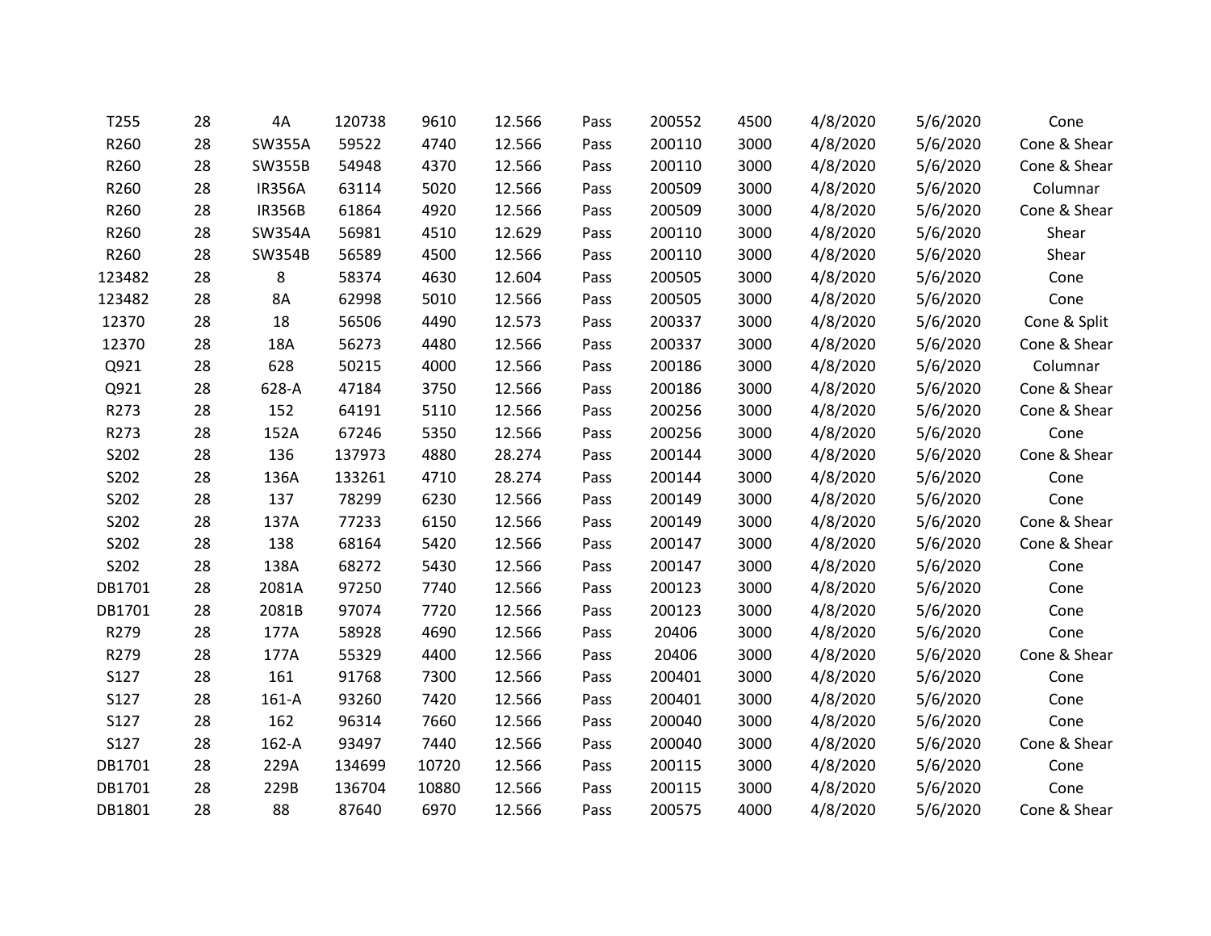| | | | | | | | | | | | |
|---|---|---|---|---|---|---|---|---|---|---|---|
| T255 | 28 | 4A | 120738 | 9610 | 12.566 | Pass | 200552 | 4500 | 4/8/2020 | 5/6/2020 | Cone |
| R260 | 28 | SW355A | 59522 | 4740 | 12.566 | Pass | 200110 | 3000 | 4/8/2020 | 5/6/2020 | Cone & Shear |
| R260 | 28 | SW355B | 54948 | 4370 | 12.566 | Pass | 200110 | 3000 | 4/8/2020 | 5/6/2020 | Cone & Shear |
| R260 | 28 | IR356A | 63114 | 5020 | 12.566 | Pass | 200509 | 3000 | 4/8/2020 | 5/6/2020 | Columnar |
| R260 | 28 | IR356B | 61864 | 4920 | 12.566 | Pass | 200509 | 3000 | 4/8/2020 | 5/6/2020 | Cone & Shear |
| R260 | 28 | SW354A | 56981 | 4510 | 12.629 | Pass | 200110 | 3000 | 4/8/2020 | 5/6/2020 | Shear |
| R260 | 28 | SW354B | 56589 | 4500 | 12.566 | Pass | 200110 | 3000 | 4/8/2020 | 5/6/2020 | Shear |
| 123482 | 28 | 8 | 58374 | 4630 | 12.604 | Pass | 200505 | 3000 | 4/8/2020 | 5/6/2020 | Cone |
| 123482 | 28 | 8A | 62998 | 5010 | 12.566 | Pass | 200505 | 3000 | 4/8/2020 | 5/6/2020 | Cone |
| 12370 | 28 | 18 | 56506 | 4490 | 12.573 | Pass | 200337 | 3000 | 4/8/2020 | 5/6/2020 | Cone & Split |
| 12370 | 28 | 18A | 56273 | 4480 | 12.566 | Pass | 200337 | 3000 | 4/8/2020 | 5/6/2020 | Cone & Shear |
| Q921 | 28 | 628 | 50215 | 4000 | 12.566 | Pass | 200186 | 3000 | 4/8/2020 | 5/6/2020 | Columnar |
| Q921 | 28 | 628-A | 47184 | 3750 | 12.566 | Pass | 200186 | 3000 | 4/8/2020 | 5/6/2020 | Cone & Shear |
| R273 | 28 | 152 | 64191 | 5110 | 12.566 | Pass | 200256 | 3000 | 4/8/2020 | 5/6/2020 | Cone & Shear |
| R273 | 28 | 152A | 67246 | 5350 | 12.566 | Pass | 200256 | 3000 | 4/8/2020 | 5/6/2020 | Cone |
| S202 | 28 | 136 | 137973 | 4880 | 28.274 | Pass | 200144 | 3000 | 4/8/2020 | 5/6/2020 | Cone & Shear |
| S202 | 28 | 136A | 133261 | 4710 | 28.274 | Pass | 200144 | 3000 | 4/8/2020 | 5/6/2020 | Cone |
| S202 | 28 | 137 | 78299 | 6230 | 12.566 | Pass | 200149 | 3000 | 4/8/2020 | 5/6/2020 | Cone |
| S202 | 28 | 137A | 77233 | 6150 | 12.566 | Pass | 200149 | 3000 | 4/8/2020 | 5/6/2020 | Cone & Shear |
| S202 | 28 | 138 | 68164 | 5420 | 12.566 | Pass | 200147 | 3000 | 4/8/2020 | 5/6/2020 | Cone & Shear |
| S202 | 28 | 138A | 68272 | 5430 | 12.566 | Pass | 200147 | 3000 | 4/8/2020 | 5/6/2020 | Cone |
| DB1701 | 28 | 2081A | 97250 | 7740 | 12.566 | Pass | 200123 | 3000 | 4/8/2020 | 5/6/2020 | Cone |
| DB1701 | 28 | 2081B | 97074 | 7720 | 12.566 | Pass | 200123 | 3000 | 4/8/2020 | 5/6/2020 | Cone |
| R279 | 28 | 177A | 58928 | 4690 | 12.566 | Pass | 20406 | 3000 | 4/8/2020 | 5/6/2020 | Cone |
| R279 | 28 | 177A | 55329 | 4400 | 12.566 | Pass | 20406 | 3000 | 4/8/2020 | 5/6/2020 | Cone & Shear |
| S127 | 28 | 161 | 91768 | 7300 | 12.566 | Pass | 200401 | 3000 | 4/8/2020 | 5/6/2020 | Cone |
| S127 | 28 | 161-A | 93260 | 7420 | 12.566 | Pass | 200401 | 3000 | 4/8/2020 | 5/6/2020 | Cone |
| S127 | 28 | 162 | 96314 | 7660 | 12.566 | Pass | 200040 | 3000 | 4/8/2020 | 5/6/2020 | Cone |
| S127 | 28 | 162-A | 93497 | 7440 | 12.566 | Pass | 200040 | 3000 | 4/8/2020 | 5/6/2020 | Cone & Shear |
| DB1701 | 28 | 229A | 134699 | 10720 | 12.566 | Pass | 200115 | 3000 | 4/8/2020 | 5/6/2020 | Cone |
| DB1701 | 28 | 229B | 136704 | 10880 | 12.566 | Pass | 200115 | 3000 | 4/8/2020 | 5/6/2020 | Cone |
| DB1801 | 28 | 88 | 87640 | 6970 | 12.566 | Pass | 200575 | 4000 | 4/8/2020 | 5/6/2020 | Cone & Shear |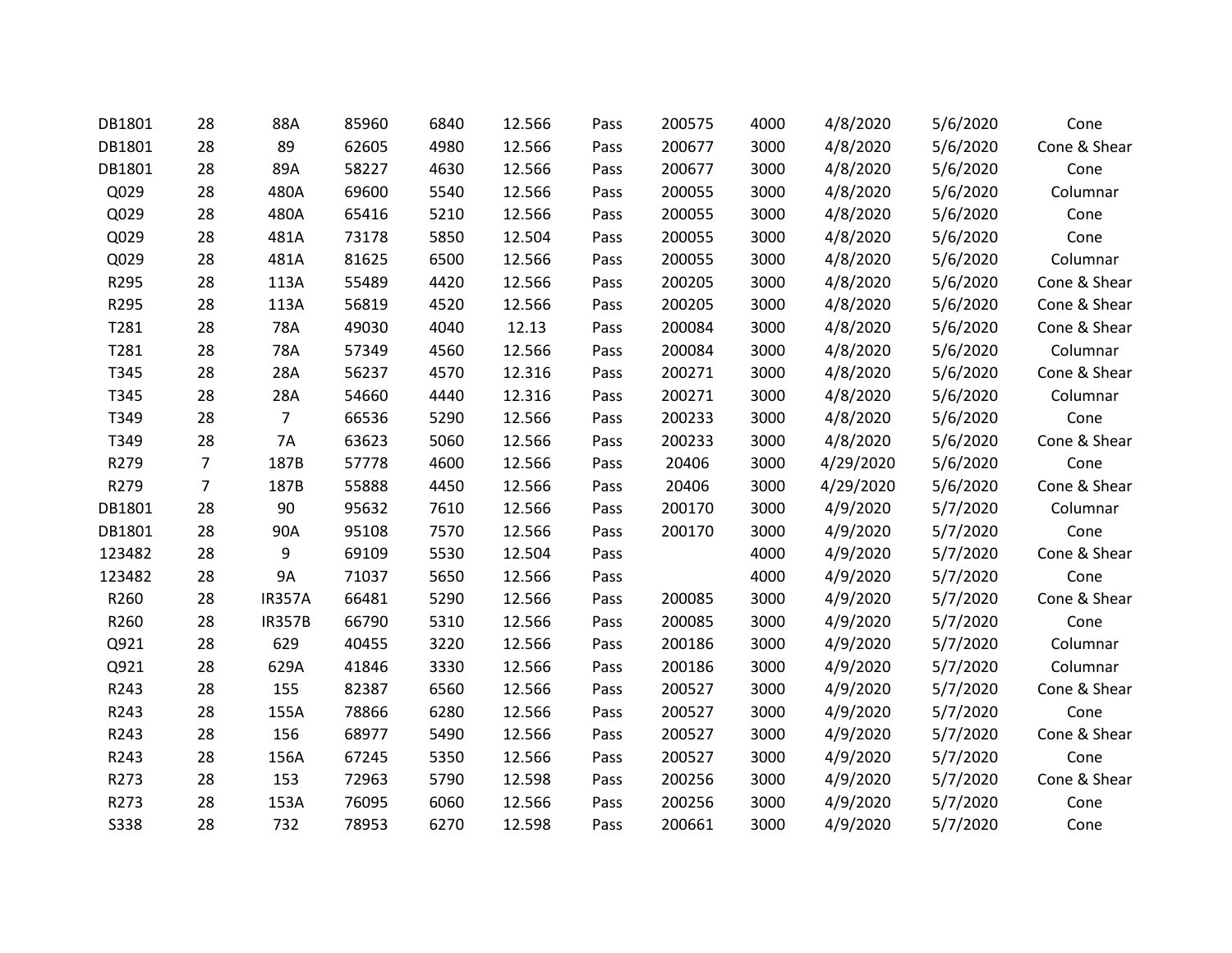| | | | | | | | | | | | |
|---|---|---|---|---|---|---|---|---|---|---|---|
| DB1801 | 28 | 88A | 85960 | 6840 | 12.566 | Pass | 200575 | 4000 | 4/8/2020 | 5/6/2020 | Cone |
| DB1801 | 28 | 89 | 62605 | 4980 | 12.566 | Pass | 200677 | 3000 | 4/8/2020 | 5/6/2020 | Cone & Shear |
| DB1801 | 28 | 89A | 58227 | 4630 | 12.566 | Pass | 200677 | 3000 | 4/8/2020 | 5/6/2020 | Cone |
| Q029 | 28 | 480A | 69600 | 5540 | 12.566 | Pass | 200055 | 3000 | 4/8/2020 | 5/6/2020 | Columnar |
| Q029 | 28 | 480A | 65416 | 5210 | 12.566 | Pass | 200055 | 3000 | 4/8/2020 | 5/6/2020 | Cone |
| Q029 | 28 | 481A | 73178 | 5850 | 12.504 | Pass | 200055 | 3000 | 4/8/2020 | 5/6/2020 | Cone |
| Q029 | 28 | 481A | 81625 | 6500 | 12.566 | Pass | 200055 | 3000 | 4/8/2020 | 5/6/2020 | Columnar |
| R295 | 28 | 113A | 55489 | 4420 | 12.566 | Pass | 200205 | 3000 | 4/8/2020 | 5/6/2020 | Cone & Shear |
| R295 | 28 | 113A | 56819 | 4520 | 12.566 | Pass | 200205 | 3000 | 4/8/2020 | 5/6/2020 | Cone & Shear |
| T281 | 28 | 78A | 49030 | 4040 | 12.13 | Pass | 200084 | 3000 | 4/8/2020 | 5/6/2020 | Cone & Shear |
| T281 | 28 | 78A | 57349 | 4560 | 12.566 | Pass | 200084 | 3000 | 4/8/2020 | 5/6/2020 | Columnar |
| T345 | 28 | 28A | 56237 | 4570 | 12.316 | Pass | 200271 | 3000 | 4/8/2020 | 5/6/2020 | Cone & Shear |
| T345 | 28 | 28A | 54660 | 4440 | 12.316 | Pass | 200271 | 3000 | 4/8/2020 | 5/6/2020 | Columnar |
| T349 | 28 | 7 | 66536 | 5290 | 12.566 | Pass | 200233 | 3000 | 4/8/2020 | 5/6/2020 | Cone |
| T349 | 28 | 7A | 63623 | 5060 | 12.566 | Pass | 200233 | 3000 | 4/8/2020 | 5/6/2020 | Cone & Shear |
| R279 | 7 | 187B | 57778 | 4600 | 12.566 | Pass | 20406 | 3000 | 4/29/2020 | 5/6/2020 | Cone |
| R279 | 7 | 187B | 55888 | 4450 | 12.566 | Pass | 20406 | 3000 | 4/29/2020 | 5/6/2020 | Cone & Shear |
| DB1801 | 28 | 90 | 95632 | 7610 | 12.566 | Pass | 200170 | 3000 | 4/9/2020 | 5/7/2020 | Columnar |
| DB1801 | 28 | 90A | 95108 | 7570 | 12.566 | Pass | 200170 | 3000 | 4/9/2020 | 5/7/2020 | Cone |
| 123482 | 28 | 9 | 69109 | 5530 | 12.504 | Pass | | 4000 | 4/9/2020 | 5/7/2020 | Cone & Shear |
| 123482 | 28 | 9A | 71037 | 5650 | 12.566 | Pass | | 4000 | 4/9/2020 | 5/7/2020 | Cone |
| R260 | 28 | IR357A | 66481 | 5290 | 12.566 | Pass | 200085 | 3000 | 4/9/2020 | 5/7/2020 | Cone & Shear |
| R260 | 28 | IR357B | 66790 | 5310 | 12.566 | Pass | 200085 | 3000 | 4/9/2020 | 5/7/2020 | Cone |
| Q921 | 28 | 629 | 40455 | 3220 | 12.566 | Pass | 200186 | 3000 | 4/9/2020 | 5/7/2020 | Columnar |
| Q921 | 28 | 629A | 41846 | 3330 | 12.566 | Pass | 200186 | 3000 | 4/9/2020 | 5/7/2020 | Columnar |
| R243 | 28 | 155 | 82387 | 6560 | 12.566 | Pass | 200527 | 3000 | 4/9/2020 | 5/7/2020 | Cone & Shear |
| R243 | 28 | 155A | 78866 | 6280 | 12.566 | Pass | 200527 | 3000 | 4/9/2020 | 5/7/2020 | Cone |
| R243 | 28 | 156 | 68977 | 5490 | 12.566 | Pass | 200527 | 3000 | 4/9/2020 | 5/7/2020 | Cone & Shear |
| R243 | 28 | 156A | 67245 | 5350 | 12.566 | Pass | 200527 | 3000 | 4/9/2020 | 5/7/2020 | Cone |
| R273 | 28 | 153 | 72963 | 5790 | 12.598 | Pass | 200256 | 3000 | 4/9/2020 | 5/7/2020 | Cone & Shear |
| R273 | 28 | 153A | 76095 | 6060 | 12.566 | Pass | 200256 | 3000 | 4/9/2020 | 5/7/2020 | Cone |
| S338 | 28 | 732 | 78953 | 6270 | 12.598 | Pass | 200661 | 3000 | 4/9/2020 | 5/7/2020 | Cone |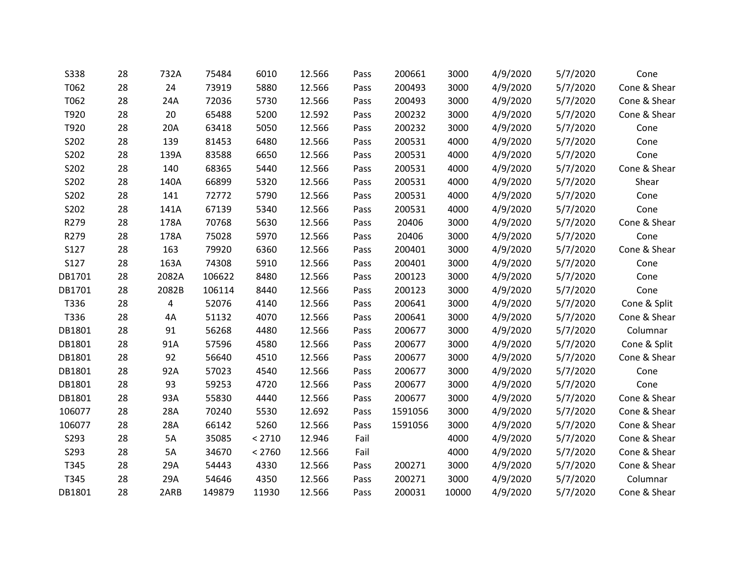| | | | | | | | | | | | |
|---|---|---|---|---|---|---|---|---|---|---|---|
| S338 | 28 | 732A | 75484 | 6010 | 12.566 | Pass | 200661 | 3000 | 4/9/2020 | 5/7/2020 | Cone |
| T062 | 28 | 24 | 73919 | 5880 | 12.566 | Pass | 200493 | 3000 | 4/9/2020 | 5/7/2020 | Cone & Shear |
| T062 | 28 | 24A | 72036 | 5730 | 12.566 | Pass | 200493 | 3000 | 4/9/2020 | 5/7/2020 | Cone & Shear |
| T920 | 28 | 20 | 65488 | 5200 | 12.592 | Pass | 200232 | 3000 | 4/9/2020 | 5/7/2020 | Cone & Shear |
| T920 | 28 | 20A | 63418 | 5050 | 12.566 | Pass | 200232 | 3000 | 4/9/2020 | 5/7/2020 | Cone |
| S202 | 28 | 139 | 81453 | 6480 | 12.566 | Pass | 200531 | 4000 | 4/9/2020 | 5/7/2020 | Cone |
| S202 | 28 | 139A | 83588 | 6650 | 12.566 | Pass | 200531 | 4000 | 4/9/2020 | 5/7/2020 | Cone |
| S202 | 28 | 140 | 68365 | 5440 | 12.566 | Pass | 200531 | 4000 | 4/9/2020 | 5/7/2020 | Cone & Shear |
| S202 | 28 | 140A | 66899 | 5320 | 12.566 | Pass | 200531 | 4000 | 4/9/2020 | 5/7/2020 | Shear |
| S202 | 28 | 141 | 72772 | 5790 | 12.566 | Pass | 200531 | 4000 | 4/9/2020 | 5/7/2020 | Cone |
| S202 | 28 | 141A | 67139 | 5340 | 12.566 | Pass | 200531 | 4000 | 4/9/2020 | 5/7/2020 | Cone |
| R279 | 28 | 178A | 70768 | 5630 | 12.566 | Pass | 20406 | 3000 | 4/9/2020 | 5/7/2020 | Cone & Shear |
| R279 | 28 | 178A | 75028 | 5970 | 12.566 | Pass | 20406 | 3000 | 4/9/2020 | 5/7/2020 | Cone |
| S127 | 28 | 163 | 79920 | 6360 | 12.566 | Pass | 200401 | 3000 | 4/9/2020 | 5/7/2020 | Cone & Shear |
| S127 | 28 | 163A | 74308 | 5910 | 12.566 | Pass | 200401 | 3000 | 4/9/2020 | 5/7/2020 | Cone |
| DB1701 | 28 | 2082A | 106622 | 8480 | 12.566 | Pass | 200123 | 3000 | 4/9/2020 | 5/7/2020 | Cone |
| DB1701 | 28 | 2082B | 106114 | 8440 | 12.566 | Pass | 200123 | 3000 | 4/9/2020 | 5/7/2020 | Cone |
| T336 | 28 | 4 | 52076 | 4140 | 12.566 | Pass | 200641 | 3000 | 4/9/2020 | 5/7/2020 | Cone & Split |
| T336 | 28 | 4A | 51132 | 4070 | 12.566 | Pass | 200641 | 3000 | 4/9/2020 | 5/7/2020 | Cone & Shear |
| DB1801 | 28 | 91 | 56268 | 4480 | 12.566 | Pass | 200677 | 3000 | 4/9/2020 | 5/7/2020 | Columnar |
| DB1801 | 28 | 91A | 57596 | 4580 | 12.566 | Pass | 200677 | 3000 | 4/9/2020 | 5/7/2020 | Cone & Split |
| DB1801 | 28 | 92 | 56640 | 4510 | 12.566 | Pass | 200677 | 3000 | 4/9/2020 | 5/7/2020 | Cone & Shear |
| DB1801 | 28 | 92A | 57023 | 4540 | 12.566 | Pass | 200677 | 3000 | 4/9/2020 | 5/7/2020 | Cone |
| DB1801 | 28 | 93 | 59253 | 4720 | 12.566 | Pass | 200677 | 3000 | 4/9/2020 | 5/7/2020 | Cone |
| DB1801 | 28 | 93A | 55830 | 4440 | 12.566 | Pass | 200677 | 3000 | 4/9/2020 | 5/7/2020 | Cone & Shear |
| 106077 | 28 | 28A | 70240 | 5530 | 12.692 | Pass | 1591056 | 3000 | 4/9/2020 | 5/7/2020 | Cone & Shear |
| 106077 | 28 | 28A | 66142 | 5260 | 12.566 | Pass | 1591056 | 3000 | 4/9/2020 | 5/7/2020 | Cone & Shear |
| S293 | 28 | 5A | 35085 | < 2710 | 12.946 | Fail | | 4000 | 4/9/2020 | 5/7/2020 | Cone & Shear |
| S293 | 28 | 5A | 34670 | < 2760 | 12.566 | Fail | | 4000 | 4/9/2020 | 5/7/2020 | Cone & Shear |
| T345 | 28 | 29A | 54443 | 4330 | 12.566 | Pass | 200271 | 3000 | 4/9/2020 | 5/7/2020 | Cone & Shear |
| T345 | 28 | 29A | 54646 | 4350 | 12.566 | Pass | 200271 | 3000 | 4/9/2020 | 5/7/2020 | Columnar |
| DB1801 | 28 | 2ARB | 149879 | 11930 | 12.566 | Pass | 200031 | 10000 | 4/9/2020 | 5/7/2020 | Cone & Shear |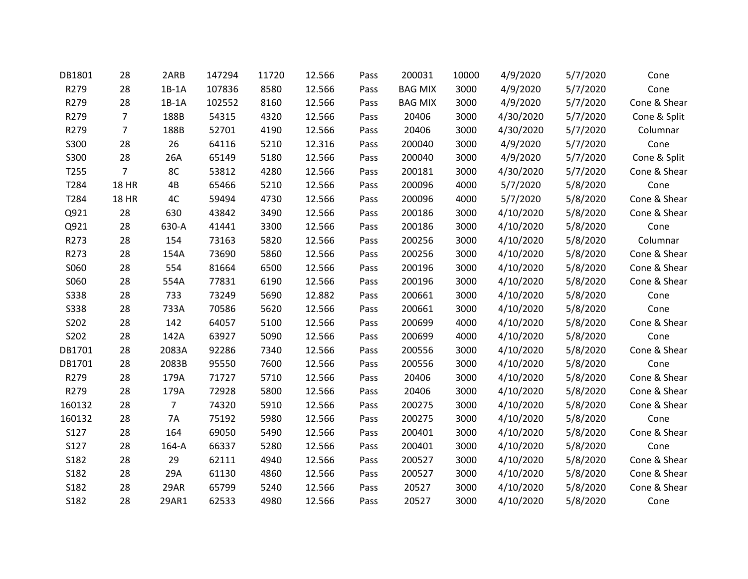| | | | | | | | | | | | |
|---|---|---|---|---|---|---|---|---|---|---|---|
| DB1801 | 28 | 2ARB | 147294 | 11720 | 12.566 | Pass | 200031 | 10000 | 4/9/2020 | 5/7/2020 | Cone |
| R279 | 28 | 1B-1A | 107836 | 8580 | 12.566 | Pass | BAG MIX | 3000 | 4/9/2020 | 5/7/2020 | Cone |
| R279 | 28 | 1B-1A | 102552 | 8160 | 12.566 | Pass | BAG MIX | 3000 | 4/9/2020 | 5/7/2020 | Cone & Shear |
| R279 | 7 | 188B | 54315 | 4320 | 12.566 | Pass | 20406 | 3000 | 4/30/2020 | 5/7/2020 | Cone & Split |
| R279 | 7 | 188B | 52701 | 4190 | 12.566 | Pass | 20406 | 3000 | 4/30/2020 | 5/7/2020 | Columnar |
| S300 | 28 | 26 | 64116 | 5210 | 12.316 | Pass | 200040 | 3000 | 4/9/2020 | 5/7/2020 | Cone |
| S300 | 28 | 26A | 65149 | 5180 | 12.566 | Pass | 200040 | 3000 | 4/9/2020 | 5/7/2020 | Cone & Split |
| T255 | 7 | 8C | 53812 | 4280 | 12.566 | Pass | 200181 | 3000 | 4/30/2020 | 5/7/2020 | Cone & Shear |
| T284 | 18 HR | 4B | 65466 | 5210 | 12.566 | Pass | 200096 | 4000 | 5/7/2020 | 5/8/2020 | Cone |
| T284 | 18 HR | 4C | 59494 | 4730 | 12.566 | Pass | 200096 | 4000 | 5/7/2020 | 5/8/2020 | Cone & Shear |
| Q921 | 28 | 630 | 43842 | 3490 | 12.566 | Pass | 200186 | 3000 | 4/10/2020 | 5/8/2020 | Cone & Shear |
| Q921 | 28 | 630-A | 41441 | 3300 | 12.566 | Pass | 200186 | 3000 | 4/10/2020 | 5/8/2020 | Cone |
| R273 | 28 | 154 | 73163 | 5820 | 12.566 | Pass | 200256 | 3000 | 4/10/2020 | 5/8/2020 | Columnar |
| R273 | 28 | 154A | 73690 | 5860 | 12.566 | Pass | 200256 | 3000 | 4/10/2020 | 5/8/2020 | Cone & Shear |
| S060 | 28 | 554 | 81664 | 6500 | 12.566 | Pass | 200196 | 3000 | 4/10/2020 | 5/8/2020 | Cone & Shear |
| S060 | 28 | 554A | 77831 | 6190 | 12.566 | Pass | 200196 | 3000 | 4/10/2020 | 5/8/2020 | Cone & Shear |
| S338 | 28 | 733 | 73249 | 5690 | 12.882 | Pass | 200661 | 3000 | 4/10/2020 | 5/8/2020 | Cone |
| S338 | 28 | 733A | 70586 | 5620 | 12.566 | Pass | 200661 | 3000 | 4/10/2020 | 5/8/2020 | Cone |
| S202 | 28 | 142 | 64057 | 5100 | 12.566 | Pass | 200699 | 4000 | 4/10/2020 | 5/8/2020 | Cone & Shear |
| S202 | 28 | 142A | 63927 | 5090 | 12.566 | Pass | 200699 | 4000 | 4/10/2020 | 5/8/2020 | Cone |
| DB1701 | 28 | 2083A | 92286 | 7340 | 12.566 | Pass | 200556 | 3000 | 4/10/2020 | 5/8/2020 | Cone & Shear |
| DB1701 | 28 | 2083B | 95550 | 7600 | 12.566 | Pass | 200556 | 3000 | 4/10/2020 | 5/8/2020 | Cone |
| R279 | 28 | 179A | 71727 | 5710 | 12.566 | Pass | 20406 | 3000 | 4/10/2020 | 5/8/2020 | Cone & Shear |
| R279 | 28 | 179A | 72928 | 5800 | 12.566 | Pass | 20406 | 3000 | 4/10/2020 | 5/8/2020 | Cone & Shear |
| 160132 | 28 | 7 | 74320 | 5910 | 12.566 | Pass | 200275 | 3000 | 4/10/2020 | 5/8/2020 | Cone & Shear |
| 160132 | 28 | 7A | 75192 | 5980 | 12.566 | Pass | 200275 | 3000 | 4/10/2020 | 5/8/2020 | Cone |
| S127 | 28 | 164 | 69050 | 5490 | 12.566 | Pass | 200401 | 3000 | 4/10/2020 | 5/8/2020 | Cone & Shear |
| S127 | 28 | 164-A | 66337 | 5280 | 12.566 | Pass | 200401 | 3000 | 4/10/2020 | 5/8/2020 | Cone |
| S182 | 28 | 29 | 62111 | 4940 | 12.566 | Pass | 200527 | 3000 | 4/10/2020 | 5/8/2020 | Cone & Shear |
| S182 | 28 | 29A | 61130 | 4860 | 12.566 | Pass | 200527 | 3000 | 4/10/2020 | 5/8/2020 | Cone & Shear |
| S182 | 28 | 29AR | 65799 | 5240 | 12.566 | Pass | 20527 | 3000 | 4/10/2020 | 5/8/2020 | Cone & Shear |
| S182 | 28 | 29AR1 | 62533 | 4980 | 12.566 | Pass | 20527 | 3000 | 4/10/2020 | 5/8/2020 | Cone |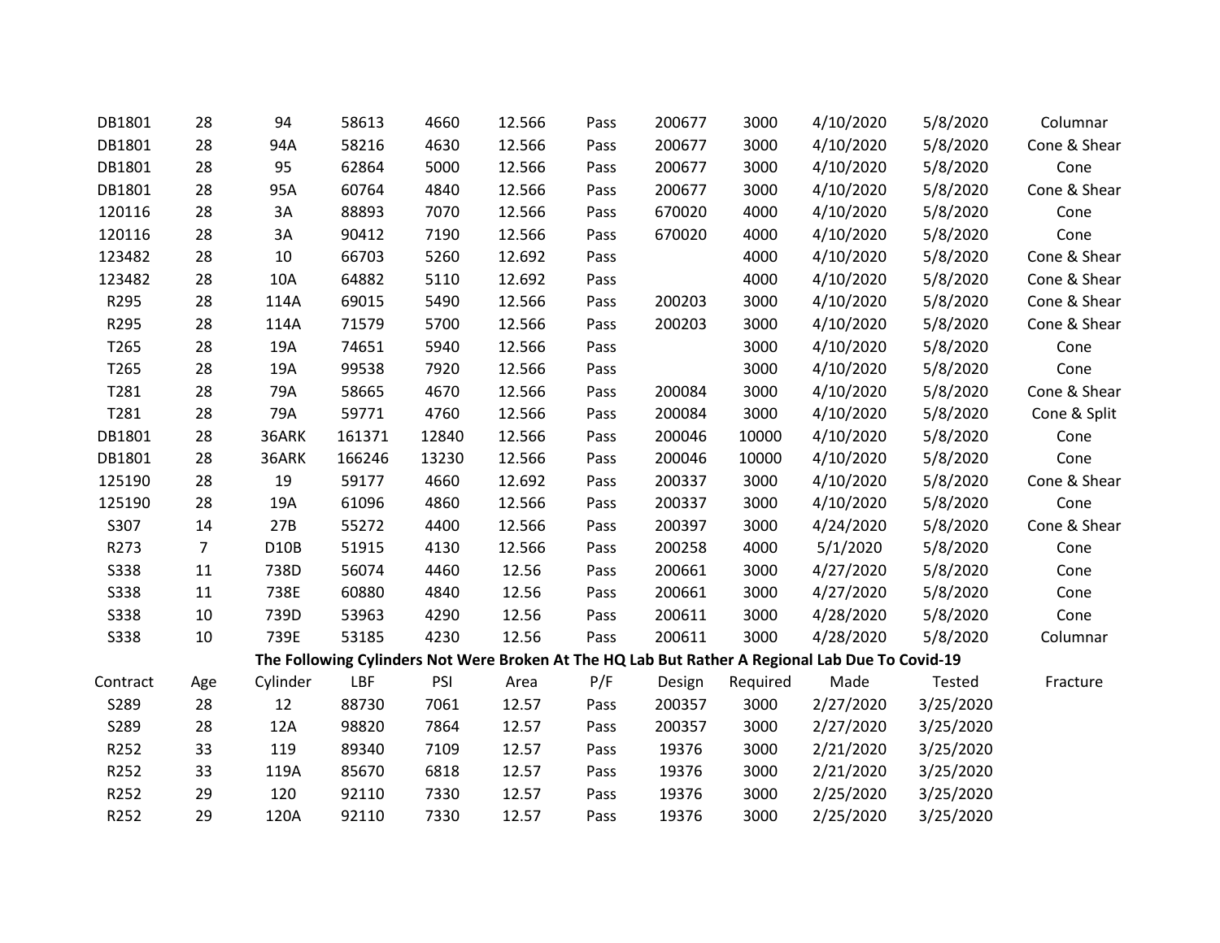| | | | | | | | | | | | |
|---|---|---|---|---|---|---|---|---|---|---|---|
| DB1801 | 28 | 94 | 58613 | 4660 | 12.566 | Pass | 200677 | 3000 | 4/10/2020 | 5/8/2020 | Columnar |
| DB1801 | 28 | 94A | 58216 | 4630 | 12.566 | Pass | 200677 | 3000 | 4/10/2020 | 5/8/2020 | Cone & Shear |
| DB1801 | 28 | 95 | 62864 | 5000 | 12.566 | Pass | 200677 | 3000 | 4/10/2020 | 5/8/2020 | Cone |
| DB1801 | 28 | 95A | 60764 | 4840 | 12.566 | Pass | 200677 | 3000 | 4/10/2020 | 5/8/2020 | Cone & Shear |
| 120116 | 28 | 3A | 88893 | 7070 | 12.566 | Pass | 670020 | 4000 | 4/10/2020 | 5/8/2020 | Cone |
| 120116 | 28 | 3A | 90412 | 7190 | 12.566 | Pass | 670020 | 4000 | 4/10/2020 | 5/8/2020 | Cone |
| 123482 | 28 | 10 | 66703 | 5260 | 12.692 | Pass | | 4000 | 4/10/2020 | 5/8/2020 | Cone & Shear |
| 123482 | 28 | 10A | 64882 | 5110 | 12.692 | Pass | | 4000 | 4/10/2020 | 5/8/2020 | Cone & Shear |
| R295 | 28 | 114A | 69015 | 5490 | 12.566 | Pass | 200203 | 3000 | 4/10/2020 | 5/8/2020 | Cone & Shear |
| R295 | 28 | 114A | 71579 | 5700 | 12.566 | Pass | 200203 | 3000 | 4/10/2020 | 5/8/2020 | Cone & Shear |
| T265 | 28 | 19A | 74651 | 5940 | 12.566 | Pass | | 3000 | 4/10/2020 | 5/8/2020 | Cone |
| T265 | 28 | 19A | 99538 | 7920 | 12.566 | Pass | | 3000 | 4/10/2020 | 5/8/2020 | Cone |
| T281 | 28 | 79A | 58665 | 4670 | 12.566 | Pass | 200084 | 3000 | 4/10/2020 | 5/8/2020 | Cone & Shear |
| T281 | 28 | 79A | 59771 | 4760 | 12.566 | Pass | 200084 | 3000 | 4/10/2020 | 5/8/2020 | Cone & Split |
| DB1801 | 28 | 36ARK | 161371 | 12840 | 12.566 | Pass | 200046 | 10000 | 4/10/2020 | 5/8/2020 | Cone |
| DB1801 | 28 | 36ARK | 166246 | 13230 | 12.566 | Pass | 200046 | 10000 | 4/10/2020 | 5/8/2020 | Cone |
| 125190 | 28 | 19 | 59177 | 4660 | 12.692 | Pass | 200337 | 3000 | 4/10/2020 | 5/8/2020 | Cone & Shear |
| 125190 | 28 | 19A | 61096 | 4860 | 12.566 | Pass | 200337 | 3000 | 4/10/2020 | 5/8/2020 | Cone |
| S307 | 14 | 27B | 55272 | 4400 | 12.566 | Pass | 200397 | 3000 | 4/24/2020 | 5/8/2020 | Cone & Shear |
| R273 | 7 | D10B | 51915 | 4130 | 12.566 | Pass | 200258 | 4000 | 5/1/2020 | 5/8/2020 | Cone |
| S338 | 11 | 738D | 56074 | 4460 | 12.56 | Pass | 200661 | 3000 | 4/27/2020 | 5/8/2020 | Cone |
| S338 | 11 | 738E | 60880 | 4840 | 12.56 | Pass | 200661 | 3000 | 4/27/2020 | 5/8/2020 | Cone |
| S338 | 10 | 739D | 53963 | 4290 | 12.56 | Pass | 200611 | 3000 | 4/28/2020 | 5/8/2020 | Cone |
| S338 | 10 | 739E | 53185 | 4230 | 12.56 | Pass | 200611 | 3000 | 4/28/2020 | 5/8/2020 | Columnar |

**The Following Cylinders Not Were Broken At The HQ Lab But Rather A Regional Lab Due To Covid-19**

| Contract | Age | Cylinder | LBF | PSI | Area | P/F | Design | Required | Made | Tested | Fracture |
|---|---|---|---|---|---|---|---|---|---|---|---|
| S289 | 28 | 12 | 88730 | 7061 | 12.57 | Pass | 200357 | 3000 | 2/27/2020 | 3/25/2020 | |
| S289 | 28 | 12A | 98820 | 7864 | 12.57 | Pass | 200357 | 3000 | 2/27/2020 | 3/25/2020 | |
| R252 | 33 | 119 | 89340 | 7109 | 12.57 | Pass | 19376 | 3000 | 2/21/2020 | 3/25/2020 | |
| R252 | 33 | 119A | 85670 | 6818 | 12.57 | Pass | 19376 | 3000 | 2/21/2020 | 3/25/2020 | |
| R252 | 29 | 120 | 92110 | 7330 | 12.57 | Pass | 19376 | 3000 | 2/25/2020 | 3/25/2020 | |
| R252 | 29 | 120A | 92110 | 7330 | 12.57 | Pass | 19376 | 3000 | 2/25/2020 | 3/25/2020 | |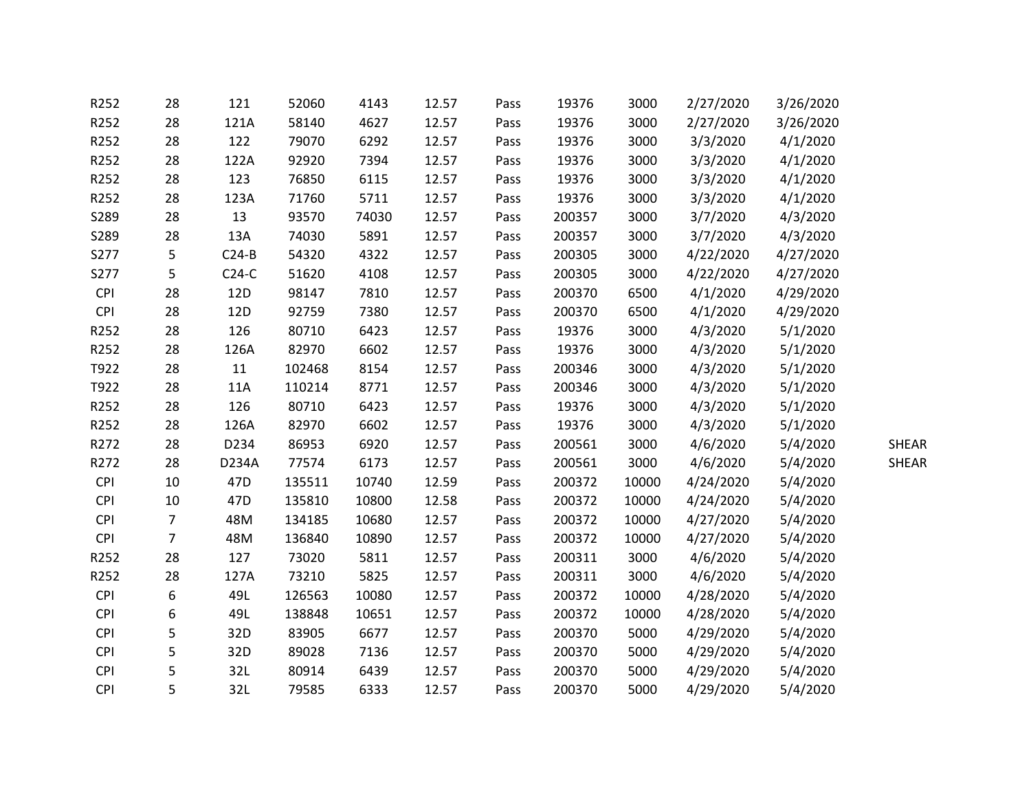| | | | | | | | | | | | |
|---|---|---|---|---|---|---|---|---|---|---|---|
| R252 | 28 | 121 | 52060 | 4143 | 12.57 | Pass | 19376 | 3000 | 2/27/2020 | 3/26/2020 | |
| R252 | 28 | 121A | 58140 | 4627 | 12.57 | Pass | 19376 | 3000 | 2/27/2020 | 3/26/2020 | |
| R252 | 28 | 122 | 79070 | 6292 | 12.57 | Pass | 19376 | 3000 | 3/3/2020 | 4/1/2020 | |
| R252 | 28 | 122A | 92920 | 7394 | 12.57 | Pass | 19376 | 3000 | 3/3/2020 | 4/1/2020 | |
| R252 | 28 | 123 | 76850 | 6115 | 12.57 | Pass | 19376 | 3000 | 3/3/2020 | 4/1/2020 | |
| R252 | 28 | 123A | 71760 | 5711 | 12.57 | Pass | 19376 | 3000 | 3/3/2020 | 4/1/2020 | |
| S289 | 28 | 13 | 93570 | 74030 | 12.57 | Pass | 200357 | 3000 | 3/7/2020 | 4/3/2020 | |
| S289 | 28 | 13A | 74030 | 5891 | 12.57 | Pass | 200357 | 3000 | 3/7/2020 | 4/3/2020 | |
| S277 | 5 | C24-B | 54320 | 4322 | 12.57 | Pass | 200305 | 3000 | 4/22/2020 | 4/27/2020 | |
| S277 | 5 | C24-C | 51620 | 4108 | 12.57 | Pass | 200305 | 3000 | 4/22/2020 | 4/27/2020 | |
| CPI | 28 | 12D | 98147 | 7810 | 12.57 | Pass | 200370 | 6500 | 4/1/2020 | 4/29/2020 | |
| CPI | 28 | 12D | 92759 | 7380 | 12.57 | Pass | 200370 | 6500 | 4/1/2020 | 4/29/2020 | |
| R252 | 28 | 126 | 80710 | 6423 | 12.57 | Pass | 19376 | 3000 | 4/3/2020 | 5/1/2020 | |
| R252 | 28 | 126A | 82970 | 6602 | 12.57 | Pass | 19376 | 3000 | 4/3/2020 | 5/1/2020 | |
| T922 | 28 | 11 | 102468 | 8154 | 12.57 | Pass | 200346 | 3000 | 4/3/2020 | 5/1/2020 | |
| T922 | 28 | 11A | 110214 | 8771 | 12.57 | Pass | 200346 | 3000 | 4/3/2020 | 5/1/2020 | |
| R252 | 28 | 126 | 80710 | 6423 | 12.57 | Pass | 19376 | 3000 | 4/3/2020 | 5/1/2020 | |
| R252 | 28 | 126A | 82970 | 6602 | 12.57 | Pass | 19376 | 3000 | 4/3/2020 | 5/1/2020 | |
| R272 | 28 | D234 | 86953 | 6920 | 12.57 | Pass | 200561 | 3000 | 4/6/2020 | 5/4/2020 | SHEAR |
| R272 | 28 | D234A | 77574 | 6173 | 12.57 | Pass | 200561 | 3000 | 4/6/2020 | 5/4/2020 | SHEAR |
| CPI | 10 | 47D | 135511 | 10740 | 12.59 | Pass | 200372 | 10000 | 4/24/2020 | 5/4/2020 | |
| CPI | 10 | 47D | 135810 | 10800 | 12.58 | Pass | 200372 | 10000 | 4/24/2020 | 5/4/2020 | |
| CPI | 7 | 48M | 134185 | 10680 | 12.57 | Pass | 200372 | 10000 | 4/27/2020 | 5/4/2020 | |
| CPI | 7 | 48M | 136840 | 10890 | 12.57 | Pass | 200372 | 10000 | 4/27/2020 | 5/4/2020 | |
| R252 | 28 | 127 | 73020 | 5811 | 12.57 | Pass | 200311 | 3000 | 4/6/2020 | 5/4/2020 | |
| R252 | 28 | 127A | 73210 | 5825 | 12.57 | Pass | 200311 | 3000 | 4/6/2020 | 5/4/2020 | |
| CPI | 6 | 49L | 126563 | 10080 | 12.57 | Pass | 200372 | 10000 | 4/28/2020 | 5/4/2020 | |
| CPI | 6 | 49L | 138848 | 10651 | 12.57 | Pass | 200372 | 10000 | 4/28/2020 | 5/4/2020 | |
| CPI | 5 | 32D | 83905 | 6677 | 12.57 | Pass | 200370 | 5000 | 4/29/2020 | 5/4/2020 | |
| CPI | 5 | 32D | 89028 | 7136 | 12.57 | Pass | 200370 | 5000 | 4/29/2020 | 5/4/2020 | |
| CPI | 5 | 32L | 80914 | 6439 | 12.57 | Pass | 200370 | 5000 | 4/29/2020 | 5/4/2020 | |
| CPI | 5 | 32L | 79585 | 6333 | 12.57 | Pass | 200370 | 5000 | 4/29/2020 | 5/4/2020 | |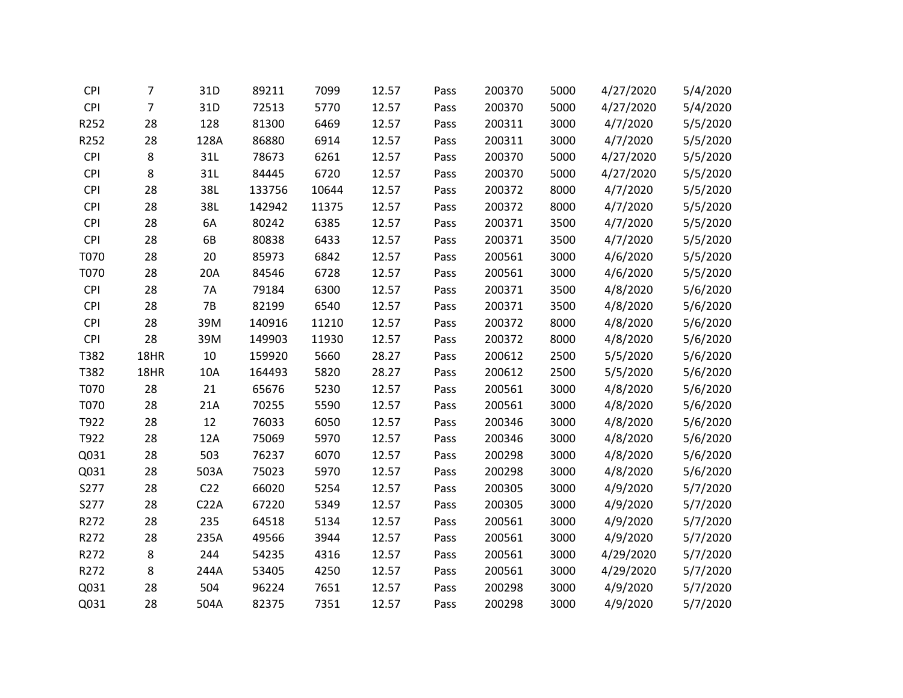| | | | | | | | | | | |
|---|---|---|---|---|---|---|---|---|---|---|
| CPI | 7 | 31D | 89211 | 7099 | 12.57 | Pass | 200370 | 5000 | 4/27/2020 | 5/4/2020 |
| CPI | 7 | 31D | 72513 | 5770 | 12.57 | Pass | 200370 | 5000 | 4/27/2020 | 5/4/2020 |
| R252 | 28 | 128 | 81300 | 6469 | 12.57 | Pass | 200311 | 3000 | 4/7/2020 | 5/5/2020 |
| R252 | 28 | 128A | 86880 | 6914 | 12.57 | Pass | 200311 | 3000 | 4/7/2020 | 5/5/2020 |
| CPI | 8 | 31L | 78673 | 6261 | 12.57 | Pass | 200370 | 5000 | 4/27/2020 | 5/5/2020 |
| CPI | 8 | 31L | 84445 | 6720 | 12.57 | Pass | 200370 | 5000 | 4/27/2020 | 5/5/2020 |
| CPI | 28 | 38L | 133756 | 10644 | 12.57 | Pass | 200372 | 8000 | 4/7/2020 | 5/5/2020 |
| CPI | 28 | 38L | 142942 | 11375 | 12.57 | Pass | 200372 | 8000 | 4/7/2020 | 5/5/2020 |
| CPI | 28 | 6A | 80242 | 6385 | 12.57 | Pass | 200371 | 3500 | 4/7/2020 | 5/5/2020 |
| CPI | 28 | 6B | 80838 | 6433 | 12.57 | Pass | 200371 | 3500 | 4/7/2020 | 5/5/2020 |
| T070 | 28 | 20 | 85973 | 6842 | 12.57 | Pass | 200561 | 3000 | 4/6/2020 | 5/5/2020 |
| T070 | 28 | 20A | 84546 | 6728 | 12.57 | Pass | 200561 | 3000 | 4/6/2020 | 5/5/2020 |
| CPI | 28 | 7A | 79184 | 6300 | 12.57 | Pass | 200371 | 3500 | 4/8/2020 | 5/6/2020 |
| CPI | 28 | 7B | 82199 | 6540 | 12.57 | Pass | 200371 | 3500 | 4/8/2020 | 5/6/2020 |
| CPI | 28 | 39M | 140916 | 11210 | 12.57 | Pass | 200372 | 8000 | 4/8/2020 | 5/6/2020 |
| CPI | 28 | 39M | 149903 | 11930 | 12.57 | Pass | 200372 | 8000 | 4/8/2020 | 5/6/2020 |
| T382 | 18HR | 10 | 159920 | 5660 | 28.27 | Pass | 200612 | 2500 | 5/5/2020 | 5/6/2020 |
| T382 | 18HR | 10A | 164493 | 5820 | 28.27 | Pass | 200612 | 2500 | 5/5/2020 | 5/6/2020 |
| T070 | 28 | 21 | 65676 | 5230 | 12.57 | Pass | 200561 | 3000 | 4/8/2020 | 5/6/2020 |
| T070 | 28 | 21A | 70255 | 5590 | 12.57 | Pass | 200561 | 3000 | 4/8/2020 | 5/6/2020 |
| T922 | 28 | 12 | 76033 | 6050 | 12.57 | Pass | 200346 | 3000 | 4/8/2020 | 5/6/2020 |
| T922 | 28 | 12A | 75069 | 5970 | 12.57 | Pass | 200346 | 3000 | 4/8/2020 | 5/6/2020 |
| Q031 | 28 | 503 | 76237 | 6070 | 12.57 | Pass | 200298 | 3000 | 4/8/2020 | 5/6/2020 |
| Q031 | 28 | 503A | 75023 | 5970 | 12.57 | Pass | 200298 | 3000 | 4/8/2020 | 5/6/2020 |
| S277 | 28 | C22 | 66020 | 5254 | 12.57 | Pass | 200305 | 3000 | 4/9/2020 | 5/7/2020 |
| S277 | 28 | C22A | 67220 | 5349 | 12.57 | Pass | 200305 | 3000 | 4/9/2020 | 5/7/2020 |
| R272 | 28 | 235 | 64518 | 5134 | 12.57 | Pass | 200561 | 3000 | 4/9/2020 | 5/7/2020 |
| R272 | 28 | 235A | 49566 | 3944 | 12.57 | Pass | 200561 | 3000 | 4/9/2020 | 5/7/2020 |
| R272 | 8 | 244 | 54235 | 4316 | 12.57 | Pass | 200561 | 3000 | 4/29/2020 | 5/7/2020 |
| R272 | 8 | 244A | 53405 | 4250 | 12.57 | Pass | 200561 | 3000 | 4/29/2020 | 5/7/2020 |
| Q031 | 28 | 504 | 96224 | 7651 | 12.57 | Pass | 200298 | 3000 | 4/9/2020 | 5/7/2020 |
| Q031 | 28 | 504A | 82375 | 7351 | 12.57 | Pass | 200298 | 3000 | 4/9/2020 | 5/7/2020 |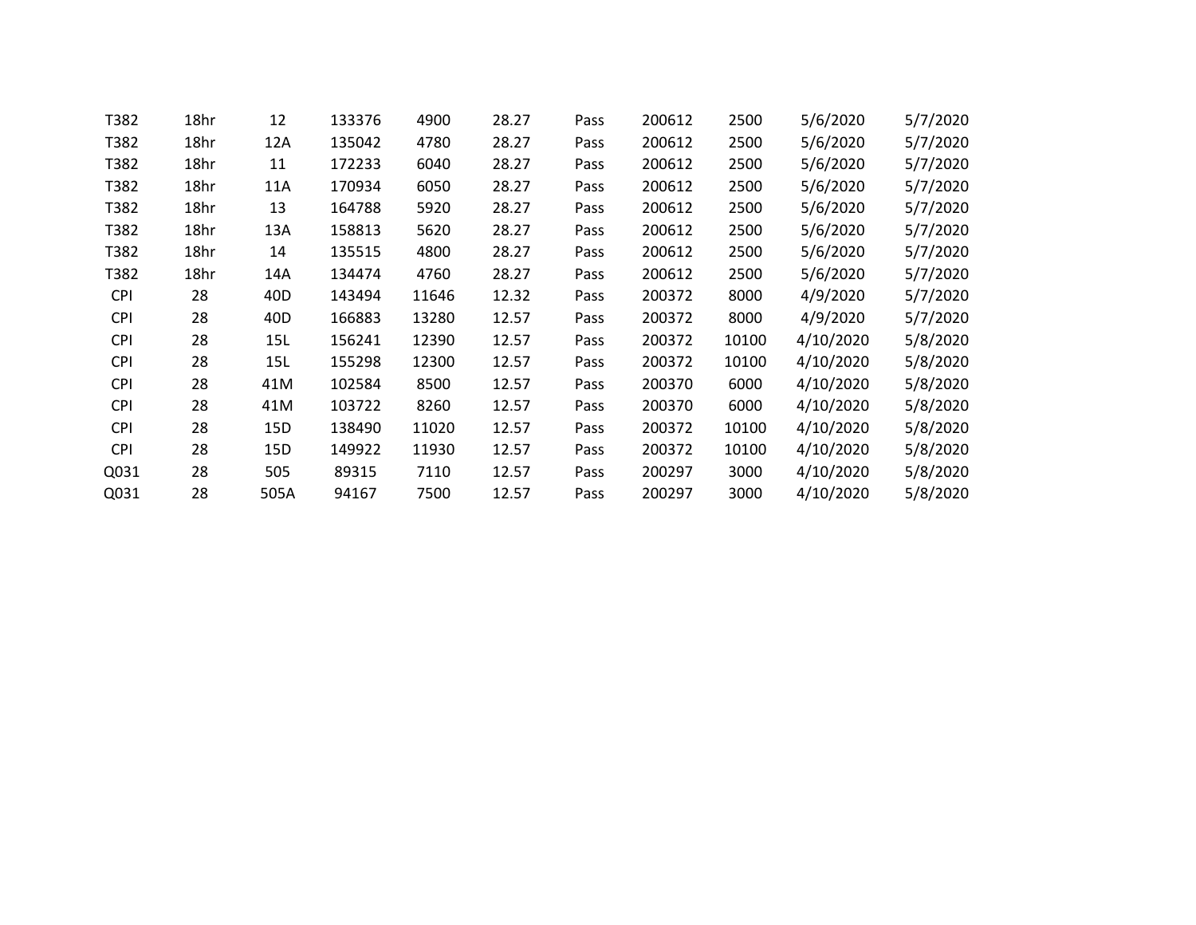| | | | | | | | | | | |
|---|---|---|---|---|---|---|---|---|---|---|
| T382 | 18hr | 12 | 133376 | 4900 | 28.27 | Pass | 200612 | 2500 | 5/6/2020 | 5/7/2020 |
| T382 | 18hr | 12A | 135042 | 4780 | 28.27 | Pass | 200612 | 2500 | 5/6/2020 | 5/7/2020 |
| T382 | 18hr | 11 | 172233 | 6040 | 28.27 | Pass | 200612 | 2500 | 5/6/2020 | 5/7/2020 |
| T382 | 18hr | 11A | 170934 | 6050 | 28.27 | Pass | 200612 | 2500 | 5/6/2020 | 5/7/2020 |
| T382 | 18hr | 13 | 164788 | 5920 | 28.27 | Pass | 200612 | 2500 | 5/6/2020 | 5/7/2020 |
| T382 | 18hr | 13A | 158813 | 5620 | 28.27 | Pass | 200612 | 2500 | 5/6/2020 | 5/7/2020 |
| T382 | 18hr | 14 | 135515 | 4800 | 28.27 | Pass | 200612 | 2500 | 5/6/2020 | 5/7/2020 |
| T382 | 18hr | 14A | 134474 | 4760 | 28.27 | Pass | 200612 | 2500 | 5/6/2020 | 5/7/2020 |
| CPI | 28 | 40D | 143494 | 11646 | 12.32 | Pass | 200372 | 8000 | 4/9/2020 | 5/7/2020 |
| CPI | 28 | 40D | 166883 | 13280 | 12.57 | Pass | 200372 | 8000 | 4/9/2020 | 5/7/2020 |
| CPI | 28 | 15L | 156241 | 12390 | 12.57 | Pass | 200372 | 10100 | 4/10/2020 | 5/8/2020 |
| CPI | 28 | 15L | 155298 | 12300 | 12.57 | Pass | 200372 | 10100 | 4/10/2020 | 5/8/2020 |
| CPI | 28 | 41M | 102584 | 8500 | 12.57 | Pass | 200370 | 6000 | 4/10/2020 | 5/8/2020 |
| CPI | 28 | 41M | 103722 | 8260 | 12.57 | Pass | 200370 | 6000 | 4/10/2020 | 5/8/2020 |
| CPI | 28 | 15D | 138490 | 11020 | 12.57 | Pass | 200372 | 10100 | 4/10/2020 | 5/8/2020 |
| CPI | 28 | 15D | 149922 | 11930 | 12.57 | Pass | 200372 | 10100 | 4/10/2020 | 5/8/2020 |
| Q031 | 28 | 505 | 89315 | 7110 | 12.57 | Pass | 200297 | 3000 | 4/10/2020 | 5/8/2020 |
| Q031 | 28 | 505A | 94167 | 7500 | 12.57 | Pass | 200297 | 3000 | 4/10/2020 | 5/8/2020 |